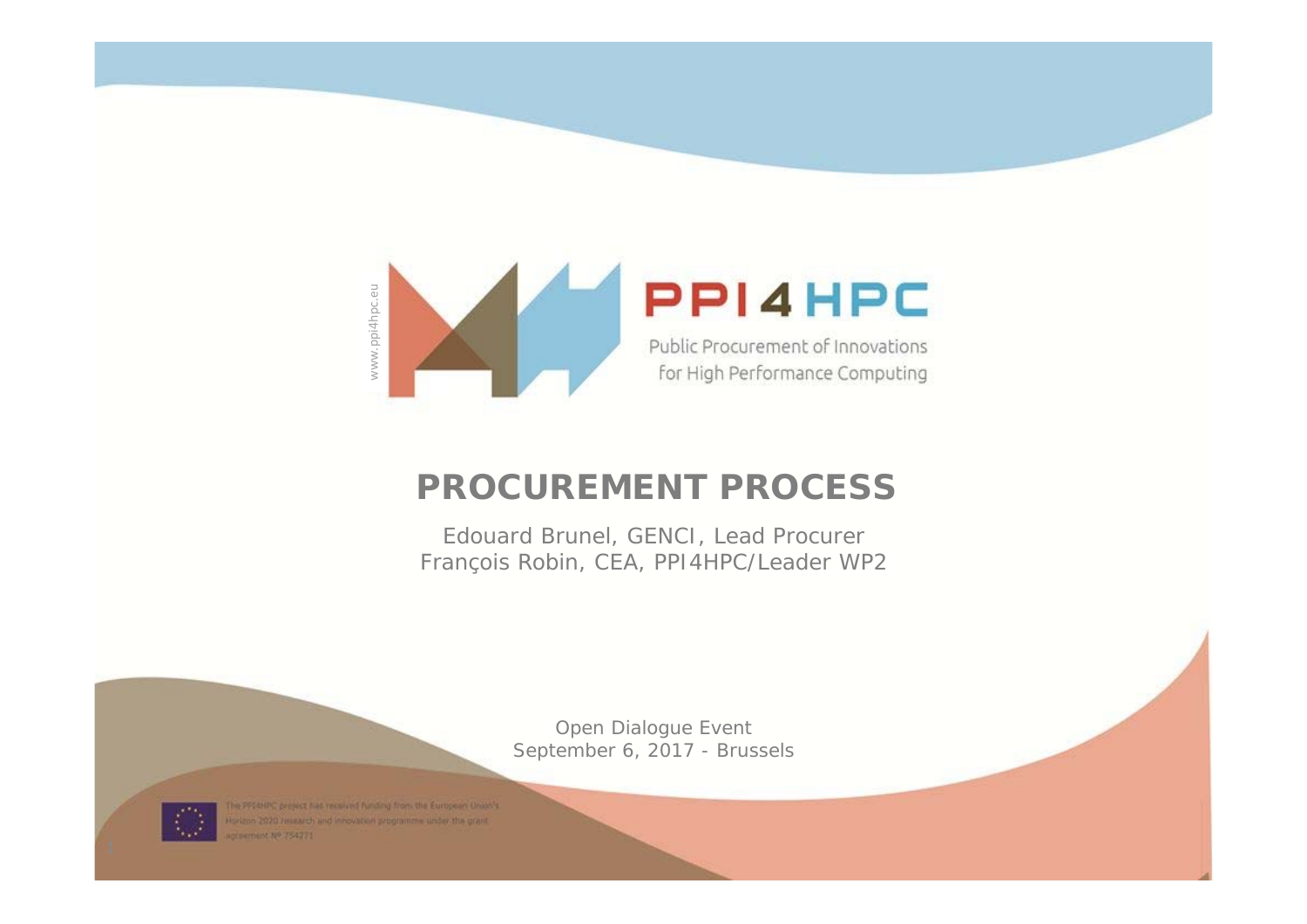www.ppi4hpc.eu

PPI4HPC

Public Procurement of Innovations for High Performance Computing

# PROCUREMENT PROCESS

Edouard Brunel, GENCI, Lead Procurer
François Robin, CEA, PPI4HPC/Leader WP2

Open Dialogue Event
September 6, 2017 - Brussels

The PPI4HPC project has received funding from the European Union's Horizon 2020 research and innovation programme under the grant agreement Nº 754271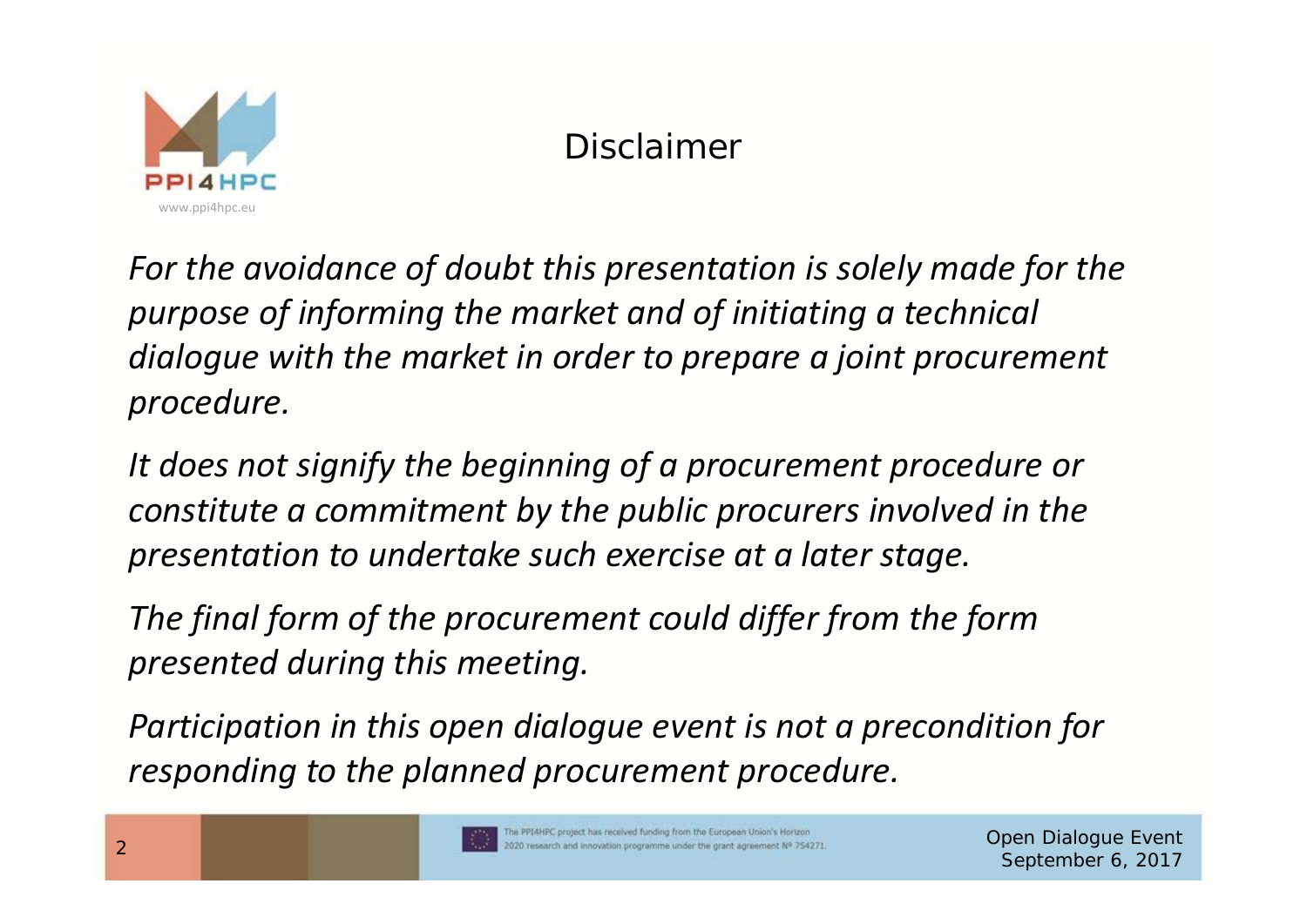# Disclaimer

*For the avoidance of doubt this presentation is solely made for the purpose of informing the market and of initiating a technical dialogue with the market in order to prepare a joint procurement procedure.*

*It does not signify the beginning of a procurement procedure or constitute a commitment by the public procurers involved in the presentation to undertake such exercise at a later stage.*

*The final form of the procurement could differ from the form presented during this meeting.*

*Participation in this open dialogue event is not a precondition for responding to the planned procurement procedure.*

The PPI4HPC project has received funding from the European Union's Horizon 2020 research and innovation programme under the grant agreement Nº 754271.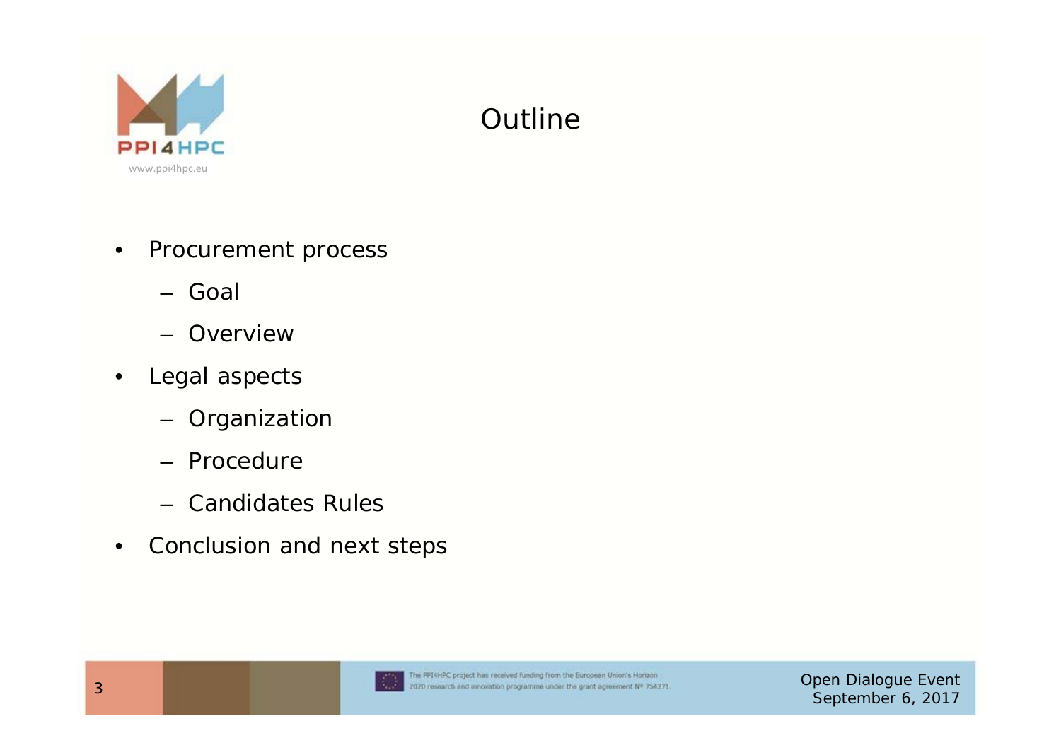# Outline

- Procurement process
  - Goal
  - Overview
- Legal aspects
  - Organization
  - Procedure
  - Candidates Rules
- Conclusion and next steps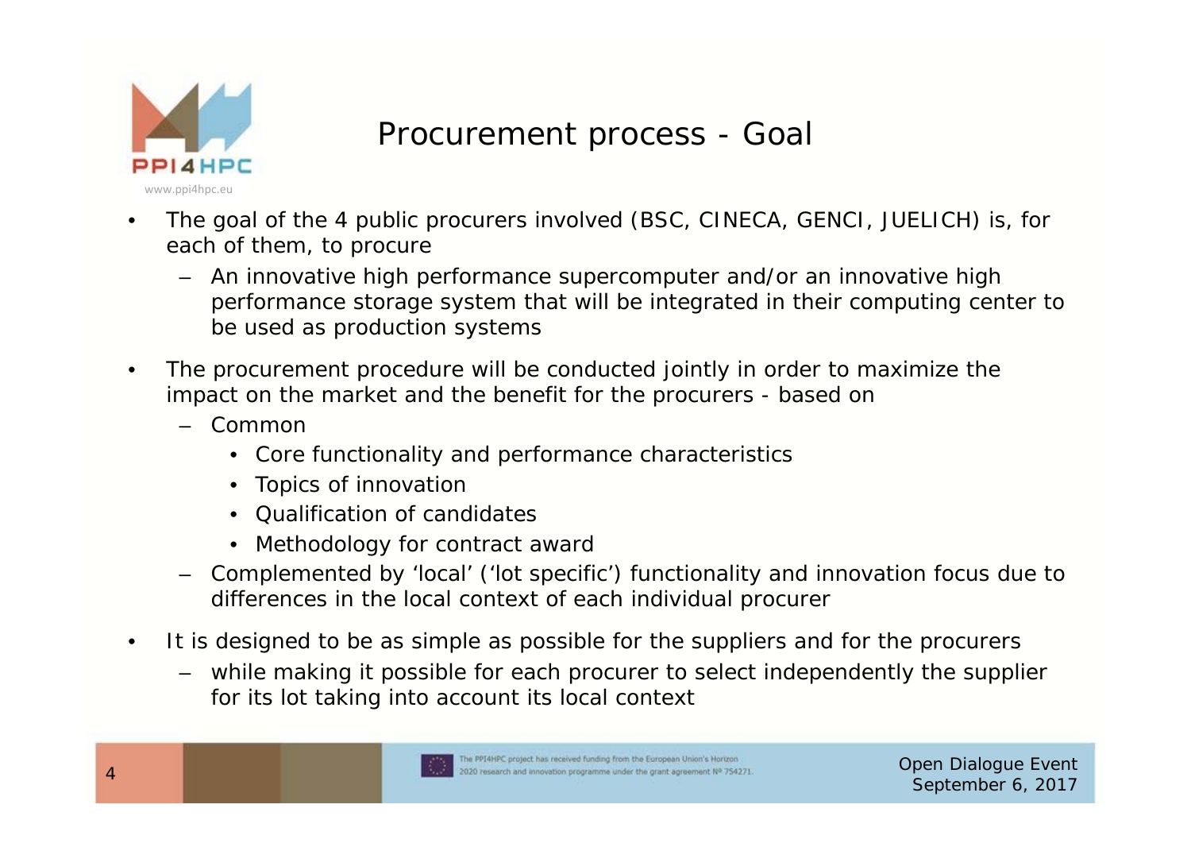# Procurement process - Goal

- The goal of the 4 public procurers involved (BSC, CINECA, GENCI, JUELICH) is, for each of them, to procure
  - An innovative high performance supercomputer and/or an innovative high performance storage system that will be integrated in their computing center to be used as production systems
- The procurement procedure will be conducted jointly in order to maximize the impact on the market and the benefit for the procurers - based on
  - Common
    - Core functionality and performance characteristics
    - Topics of innovation
    - Qualification of candidates
    - Methodology for contract award
  - Complemented by 'local' ('lot specific') functionality and innovation focus due to differences in the local context of each individual procurer
- It is designed to be as simple as possible for the suppliers and for the procurers
  - while making it possible for each procurer to select independently the supplier for its lot taking into account its local context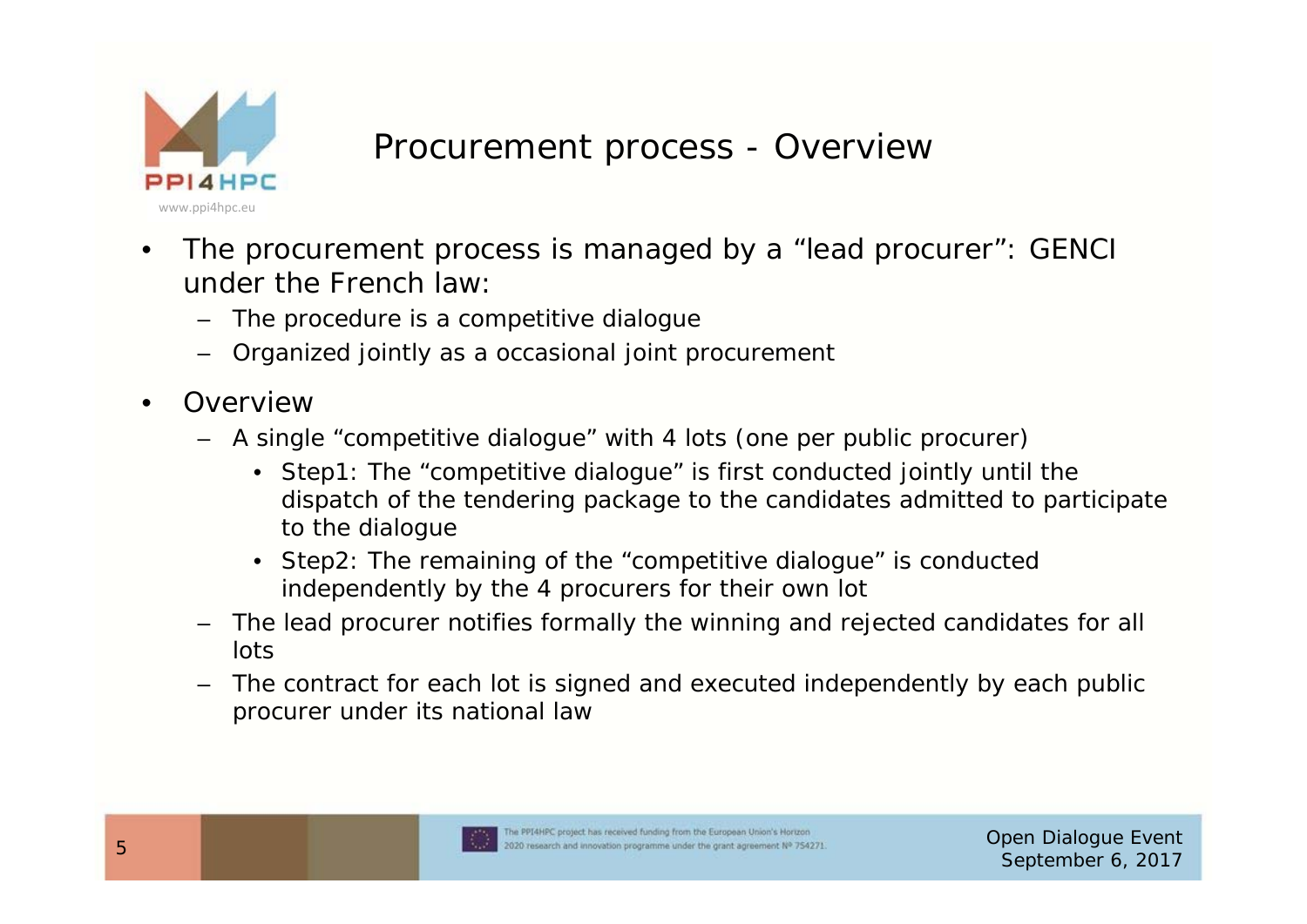# Procurement process - Overview

- The procurement process is managed by a "lead procurer": GENCI under the French law:
  - The procedure is a competitive dialogue
  - Organized jointly as a occasional joint procurement
- Overview
  - A single "competitive dialogue" with 4 lots (one per public procurer)
    - Step1: The "competitive dialogue" is first conducted jointly until the dispatch of the tendering package to the candidates admitted to participate to the dialogue
    - Step2: The remaining of the "competitive dialogue" is conducted independently by the 4 procurers for their own lot
  - The lead procurer notifies formally the winning and rejected candidates for all lots
  - The contract for each lot is signed and executed independently by each public procurer under its national law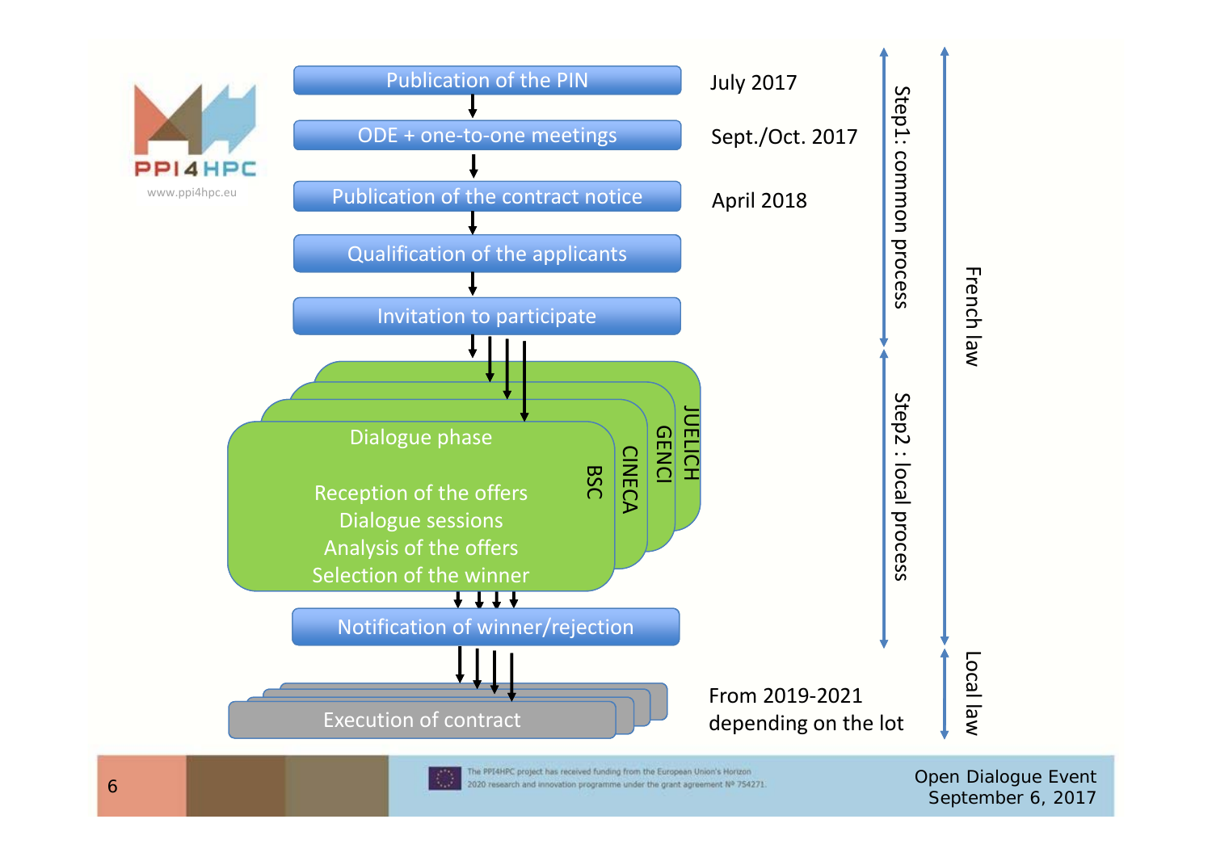Publication of the PIN — July 2017

ODE + one-to-one meetings — Sept./Oct. 2017

Publication of the contract notice — April 2018

Qualification of the applicants

Invitation to participate

Step1: common process

Dialogue phase (JUELICH, GENCI, CINECA, BSC)

- Reception of the offers
- Dialogue sessions
- Analysis of the offers
- Selection of the winner

Notification of winner/rejection

Step2 : local process

French law

Execution of contract — From 2019-2021 depending on the lot

Local law

The PPI4HPC project has received funding from the European Union's Horizon 2020 research and innovation programme under the grant agreement N° 754271.

Open Dialogue Event
September 6, 2017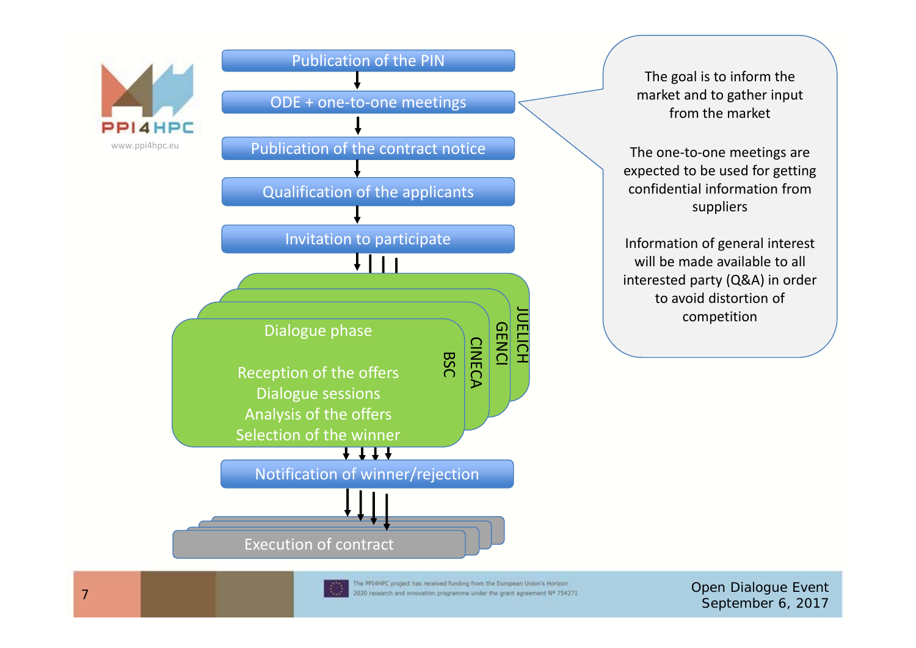- Publication of the PIN
- ODE + one-to-one meetings
- Publication of the contract notice
- Qualification of the applicants
- Invitation to participate
- Dialogue phase (BSC, CINECA, GENCI, JUELICH)
  - Reception of the offers
  - Dialogue sessions
  - Analysis of the offers
  - Selection of the winner
- Notification of winner/rejection
- Execution of contract

The goal is to inform the market and to gather input from the market

The one-to-one meetings are expected to be used for getting confidential information from suppliers

Information of general interest will be made available to all interested party (Q&A) in order to avoid distortion of competition

The PPI4HPC project has received funding from the European Union's Horizon 2020 research and innovation programme under the grant agreement Nº 754271.

Open Dialogue Event
September 6, 2017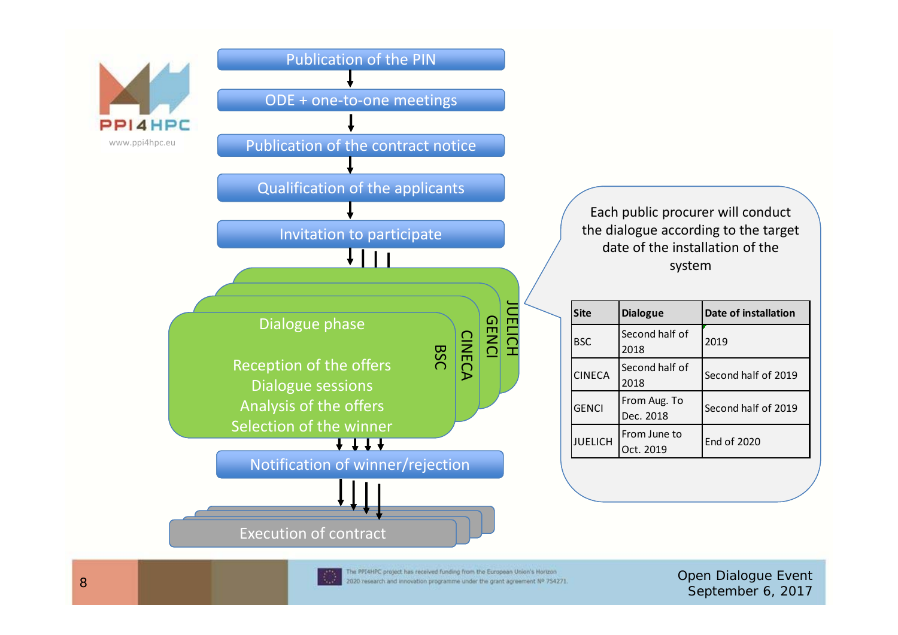Publication of the PIN

↓

ODE + one-to-one meetings

↓

Publication of the contract notice

↓

Qualification of the applicants

↓

Invitation to participate

↓

**BSC / CINECA / GENCI / JUELICH**

Dialogue phase

- Reception of the offers
- Dialogue sessions
- Analysis of the offers
- Selection of the winner

↓

Notification of winner/rejection

↓

Execution of contract

Each public procurer will conduct the dialogue according to the target date of the installation of the system

| Site | Dialogue | Date of installation |
|---|---|---|
| BSC | Second half of 2018 | 2019 |
| CINECA | Second half of 2018 | Second half of 2019 |
| GENCI | From Aug. To Dec. 2018 | Second half of 2019 |
| JUELICH | From June to Oct. 2019 | End of 2020 |

The PPI4HPC project has received funding from the European Union's Horizon 2020 research and innovation programme under the grant agreement Nº 754271.

Open Dialogue Event
September 6, 2017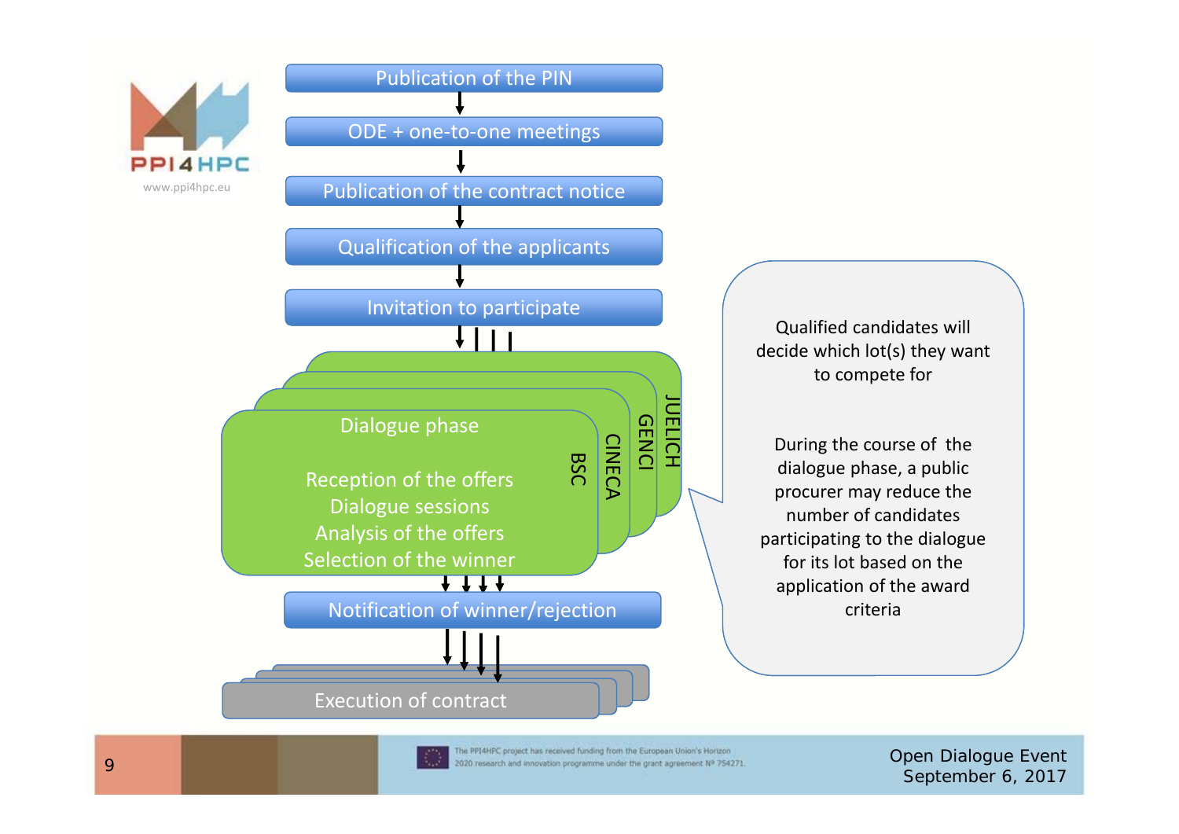Publication of the PIN

ODE + one-to-one meetings

Publication of the contract notice

Qualification of the applicants

Invitation to participate

Dialogue phase

Reception of the offers
Dialogue sessions
Analysis of the offers
Selection of the winner

BSC | CINECA | GENCI | JUELICH

Notification of winner/rejection

Execution of contract

Qualified candidates will decide which lot(s) they want to compete for

During the course of the dialogue phase, a public procurer may reduce the number of candidates participating to the dialogue for its lot based on the application of the award criteria

The PPI4HPC project has received funding from the European Union's Horizon 2020 research and innovation programme under the grant agreement Nº 754271.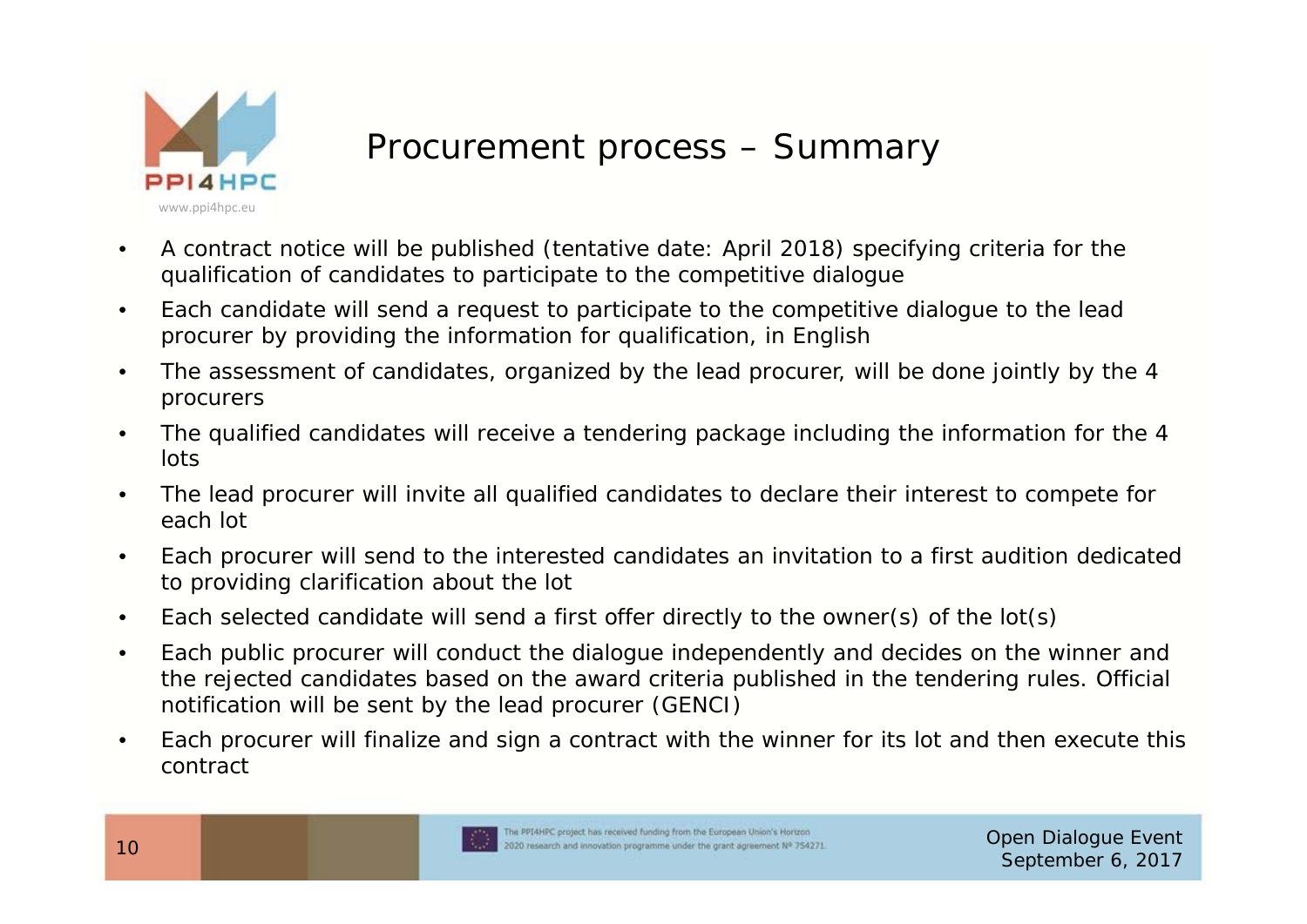# Procurement process – Summary

- A contract notice will be published (tentative date: April 2018) specifying criteria for the qualification of candidates to participate to the competitive dialogue
- Each candidate will send a request to participate to the competitive dialogue to the lead procurer by providing the information for qualification, in English
- The assessment of candidates, organized by the lead procurer, will be done jointly by the 4 procurers
- The qualified candidates will receive a tendering package including the information for the 4 lots
- The lead procurer will invite all qualified candidates to declare their interest to compete for each lot
- Each procurer will send to the interested candidates an invitation to a first audition dedicated to providing clarification about the lot
- Each selected candidate will send a first offer directly to the owner(s) of the lot(s)
- Each public procurer will conduct the dialogue independently and decides on the winner and the rejected candidates based on the award criteria published in the tendering rules. Official notification will be sent by the lead procurer (GENCI)
- Each procurer will finalize and sign a contract with the winner for its lot and then execute this contract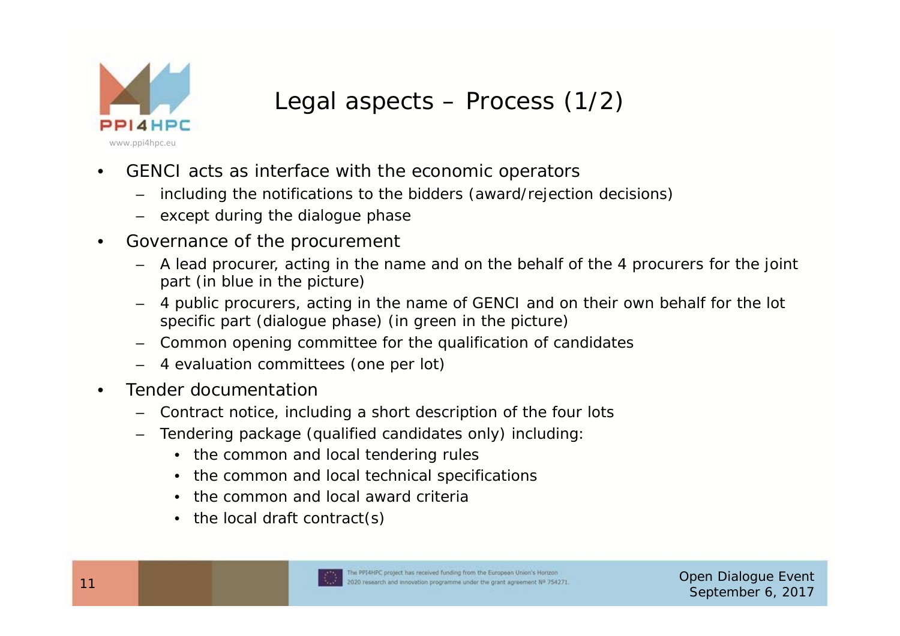# Legal aspects – Process (1/2)

- GENCI acts as interface with the economic operators
  - including the notifications to the bidders (award/rejection decisions)
  - except during the dialogue phase
- Governance of the procurement
  - A lead procurer, acting in the name and on the behalf of the 4 procurers for the joint part (in blue in the picture)
  - 4 public procurers, acting in the name of GENCI and on their own behalf for the lot specific part (dialogue phase) (in green in the picture)
  - Common opening committee for the qualification of candidates
  - 4 evaluation committees (one per lot)
- Tender documentation
  - Contract notice, including a short description of the four lots
  - Tendering package (qualified candidates only) including:
    - the common and local tendering rules
    - the common and local technical specifications
    - the common and local award criteria
    - the local draft contract(s)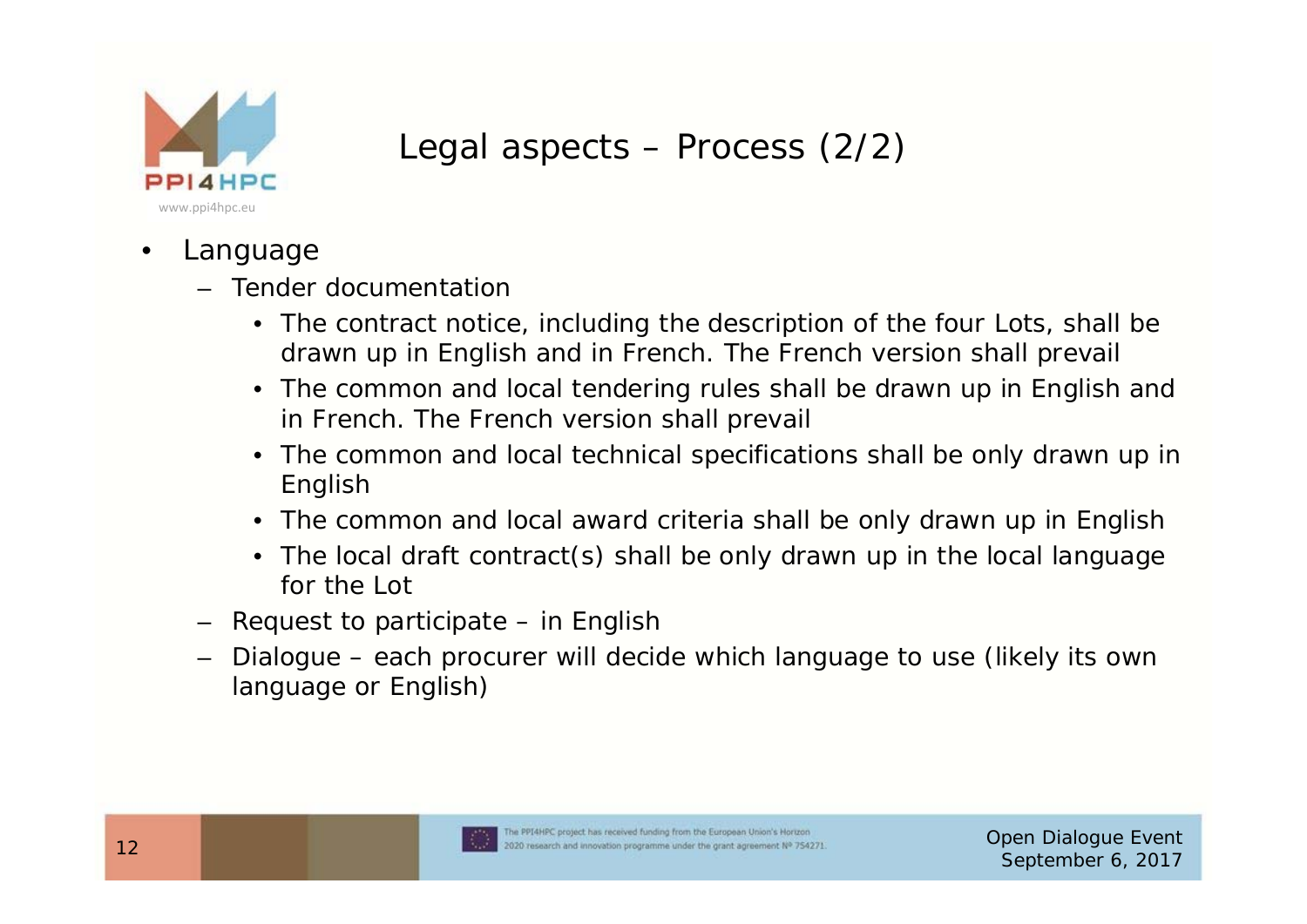# Legal aspects – Process (2/2)

- Language
  - Tender documentation
    - The contract notice, including the description of the four Lots, shall be drawn up in English and in French. The French version shall prevail
    - The common and local tendering rules shall be drawn up in English and in French. The French version shall prevail
    - The common and local technical specifications shall be only drawn up in English
    - The common and local award criteria shall be only drawn up in English
    - The local draft contract(s) shall be only drawn up in the local language for the Lot
  - Request to participate – in English
  - Dialogue – each procurer will decide which language to use (likely its own language or English)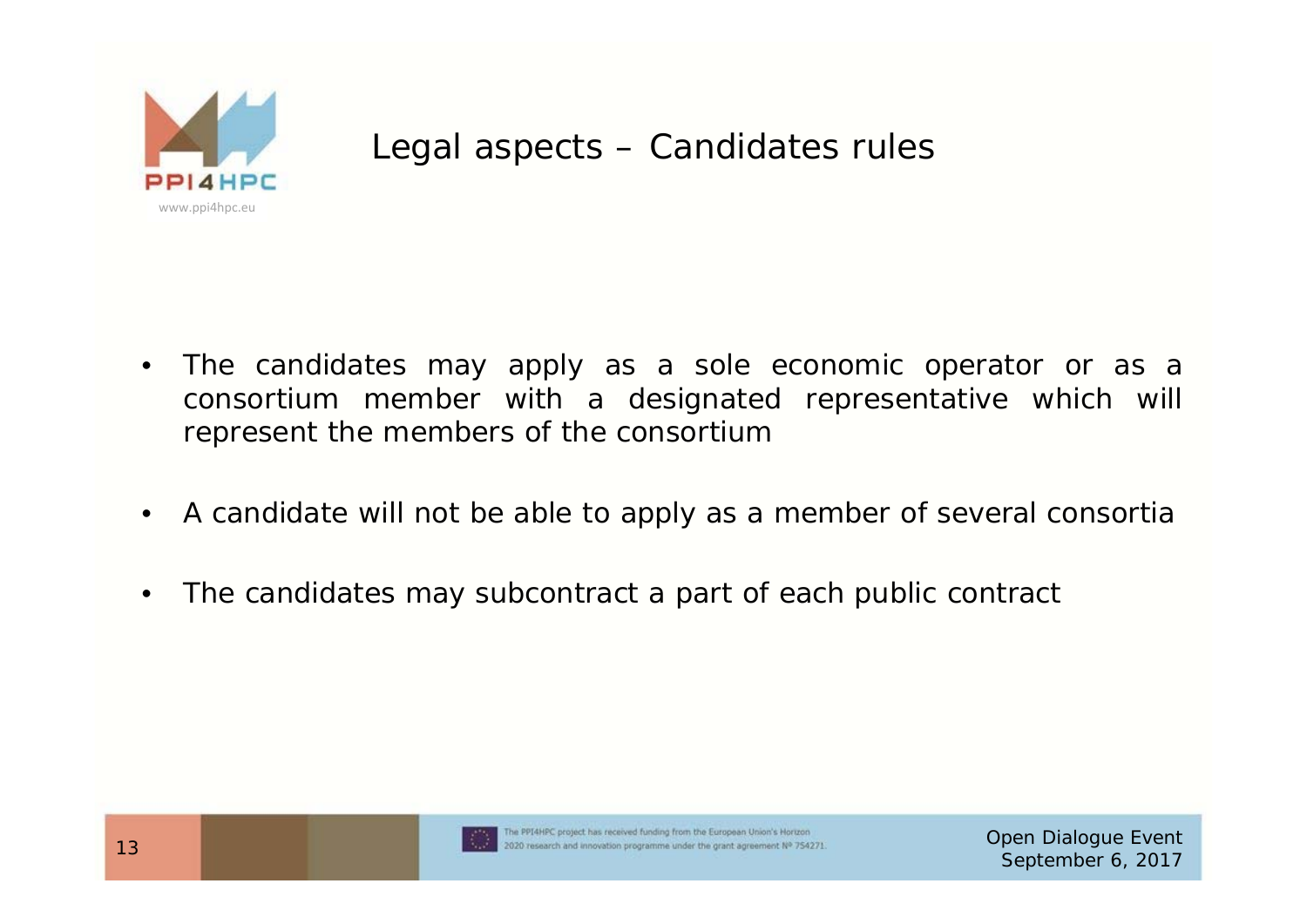# Legal aspects – Candidates rules

- The candidates may apply as a sole economic operator or as a consortium member with a designated representative which will represent the members of the consortium
- A candidate will not be able to apply as a member of several consortia
- The candidates may subcontract a part of each public contract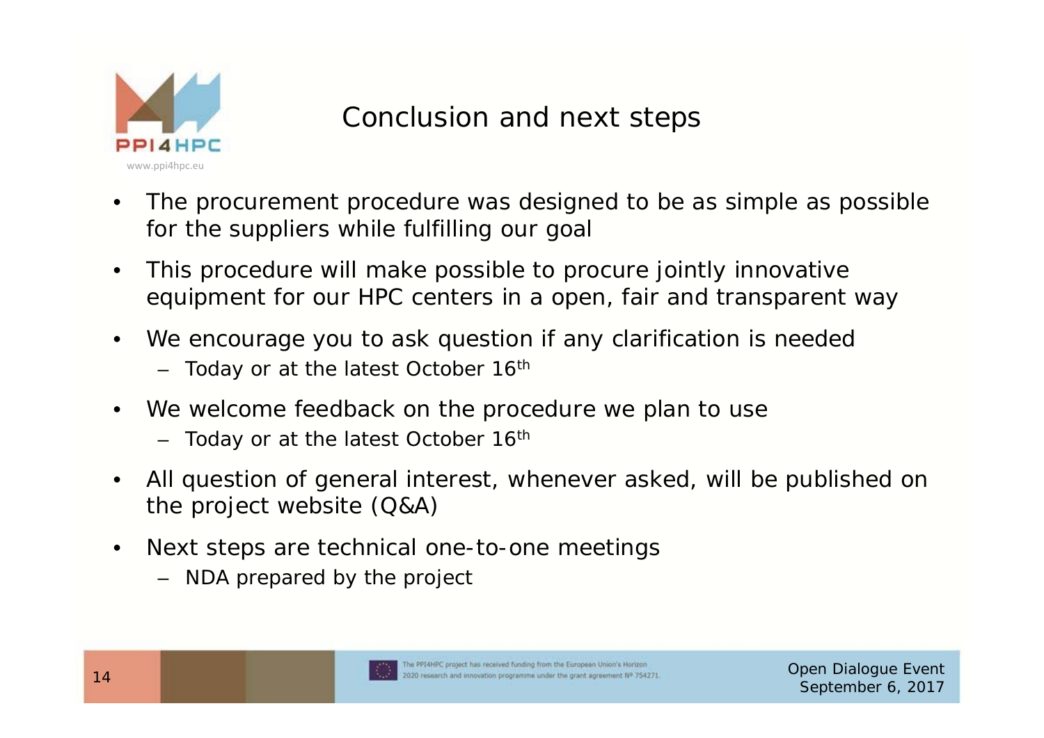## Conclusion and next steps

- The procurement procedure was designed to be as simple as possible for the suppliers while fulfilling our goal
- This procedure will make possible to procure jointly innovative equipment for our HPC centers in a open, fair and transparent way
- We encourage you to ask question if any clarification is needed
  - Today or at the latest October 16th
- We welcome feedback on the procedure we plan to use
  - Today or at the latest October 16th
- All question of general interest, whenever asked, will be published on the project website (Q&A)
- Next steps are technical one-to-one meetings
  - NDA prepared by the project

The PPI4HPC project has received funding from the European Union's Horizon 2020 research and innovation programme under the grant agreement Nº 754271.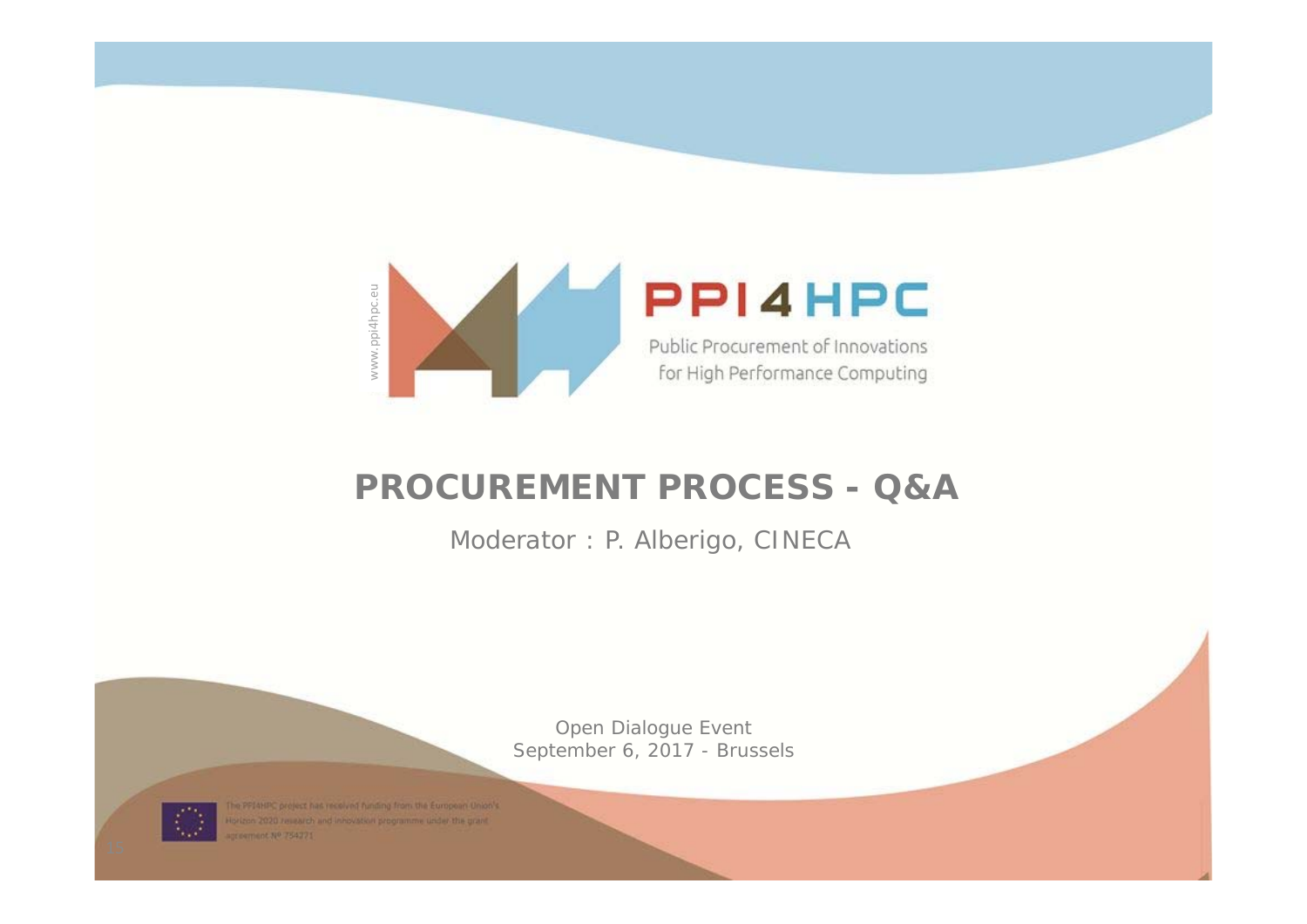www.ppi4hpc.eu

PPI4HPC

Public Procurement of Innovations for High Performance Computing

# PROCUREMENT PROCESS - Q&A

Moderator : P. Alberigo, CINECA

Open Dialogue Event
September 6, 2017 - Brussels

The PPI4HPC project has received funding from the European Union's Horizon 2020 research and innovation programme under the grant agreement Nº 754271